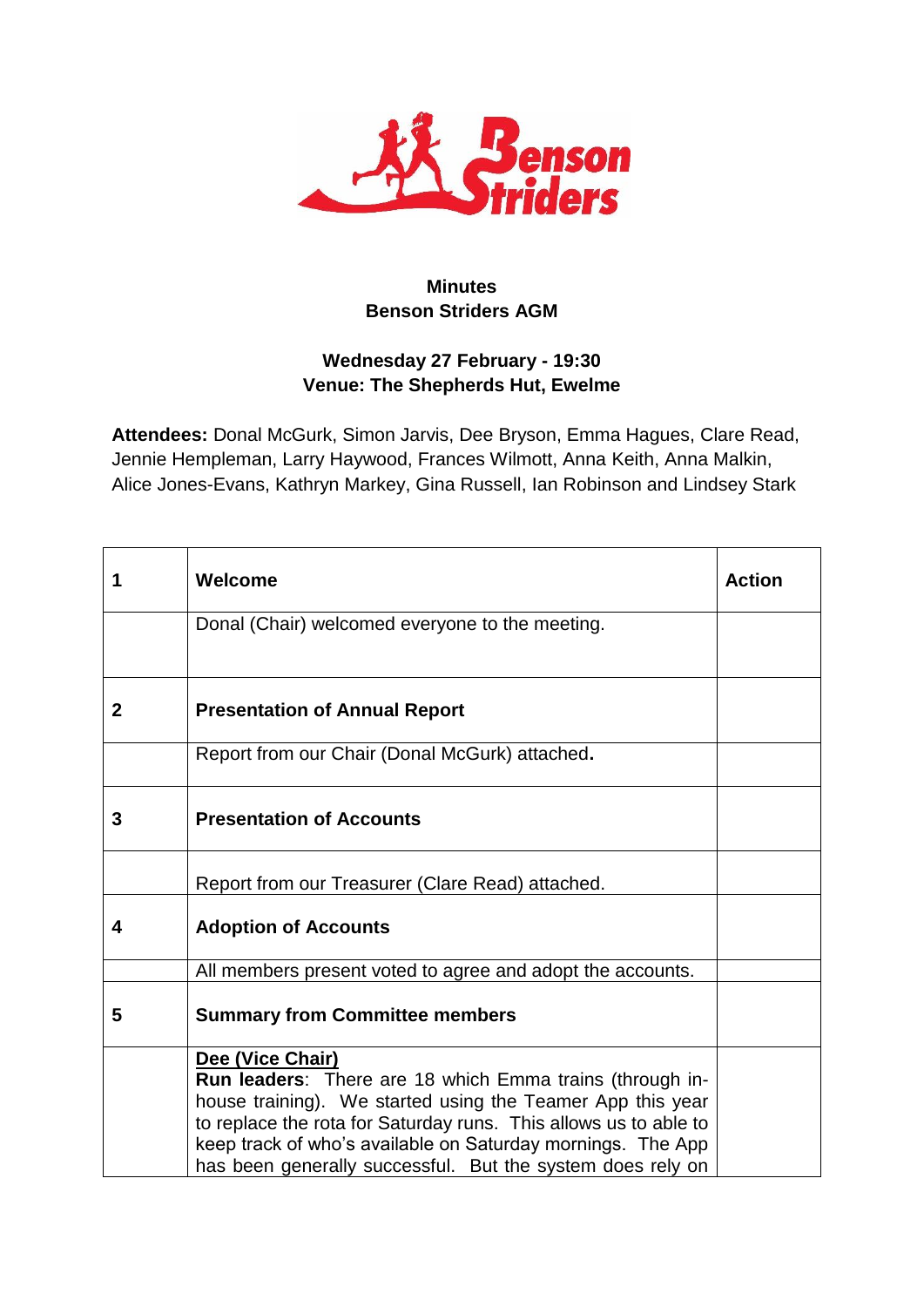**Minutes**
**Benson Striders AGM**

**Wednesday 27 February - 19:30**
**Venue: The Shepherds Hut, Ewelme**

**Attendees:** Donal McGurk, Simon Jarvis, Dee Bryson, Emma Hagues, Clare Read, Jennie Hempleman, Larry Haywood, Frances Wilmott, Anna Keith, Anna Malkin, Alice Jones-Evans, Kathryn Markey, Gina Russell, Ian Robinson and Lindsey Stark

| **1** | **Welcome** | **Action** |
|---|---|---|
| | Donal (Chair) welcomed everyone to the meeting. | |
| **2** | **Presentation of Annual Report** | |
| | Report from our Chair (Donal McGurk) attached**.** | |
| **3** | **Presentation of Accounts** | |
| | Report from our Treasurer (Clare Read) attached. | |
| **4** | **Adoption of Accounts** | |
| | All members present voted to agree and adopt the accounts. | |
| **5** | **Summary from Committee members** | |
| | **Dee (Vice Chair)**<br>**Run leaders**: There are 18 which Emma trains (through in-house training). We started using the Teamer App this year to replace the rota for Saturday runs. This allows us to able to keep track of who's available on Saturday mornings. The App has been generally successful. But the system does rely on | |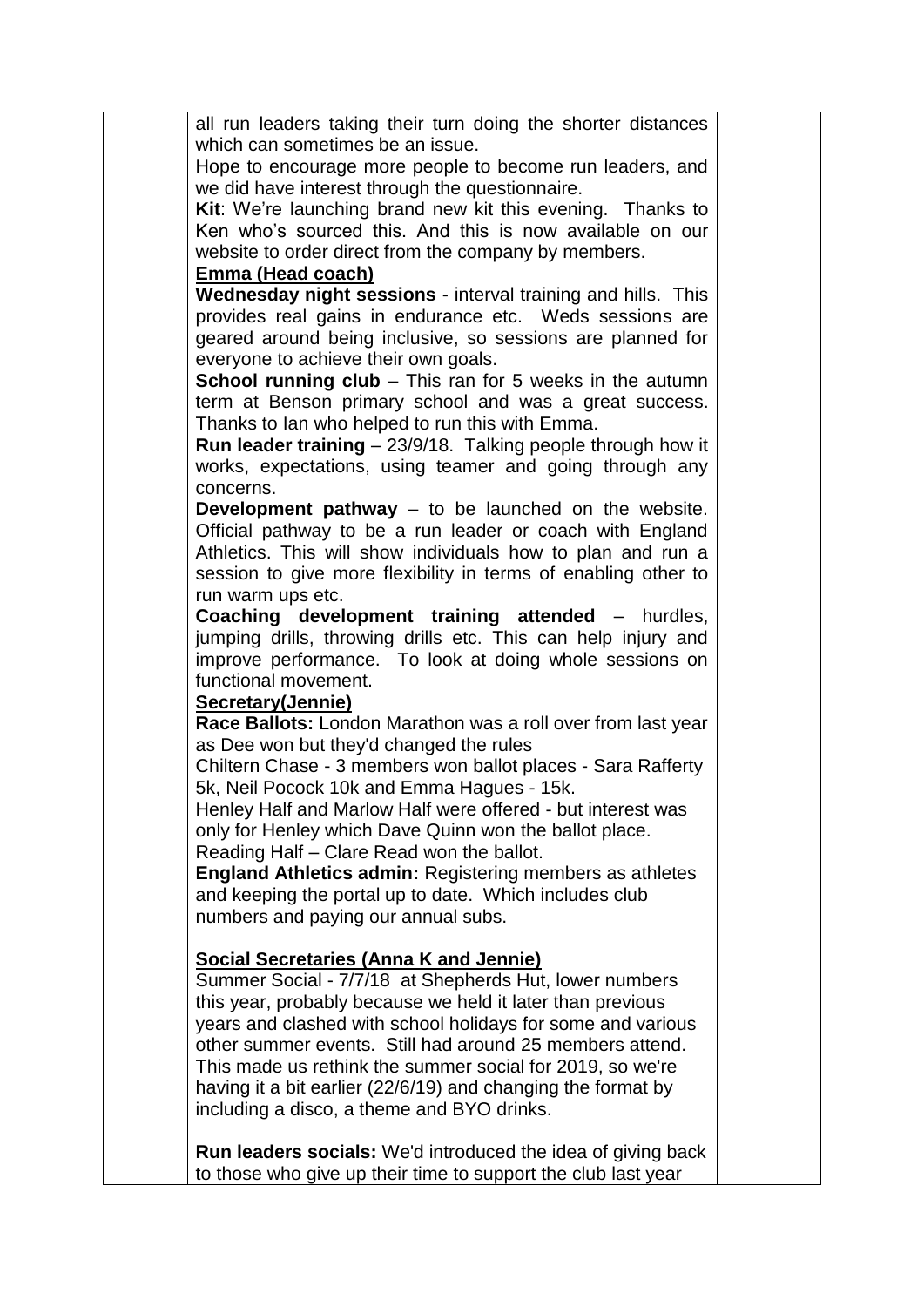all run leaders taking their turn doing the shorter distances which can sometimes be an issue.

Hope to encourage more people to become run leaders, and we did have interest through the questionnaire.

**Kit**: We're launching brand new kit this evening. Thanks to Ken who's sourced this. And this is now available on our website to order direct from the company by members.

**Emma (Head coach)**

**Wednesday night sessions** - interval training and hills. This provides real gains in endurance etc. Weds sessions are geared around being inclusive, so sessions are planned for everyone to achieve their own goals.

**School running club** – This ran for 5 weeks in the autumn term at Benson primary school and was a great success. Thanks to Ian who helped to run this with Emma.

**Run leader training** – 23/9/18. Talking people through how it works, expectations, using teamer and going through any concerns.

**Development pathway** – to be launched on the website. Official pathway to be a run leader or coach with England Athletics. This will show individuals how to plan and run a session to give more flexibility in terms of enabling other to run warm ups etc.

**Coaching development training attended** – hurdles, jumping drills, throwing drills etc. This can help injury and improve performance. To look at doing whole sessions on functional movement.

**Secretary(Jennie)**

**Race Ballots:** London Marathon was a roll over from last year as Dee won but they'd changed the rules

Chiltern Chase - 3 members won ballot places - Sara Rafferty 5k, Neil Pocock 10k and Emma Hagues - 15k.

Henley Half and Marlow Half were offered - but interest was only for Henley which Dave Quinn won the ballot place.

Reading Half – Clare Read won the ballot.

**England Athletics admin:** Registering members as athletes and keeping the portal up to date. Which includes club numbers and paying our annual subs.

**Social Secretaries (Anna K and Jennie)**

Summer Social - 7/7/18 at Shepherds Hut, lower numbers this year, probably because we held it later than previous years and clashed with school holidays for some and various other summer events. Still had around 25 members attend. This made us rethink the summer social for 2019, so we're having it a bit earlier (22/6/19) and changing the format by including a disco, a theme and BYO drinks.

**Run leaders socials:** We'd introduced the idea of giving back to those who give up their time to support the club last year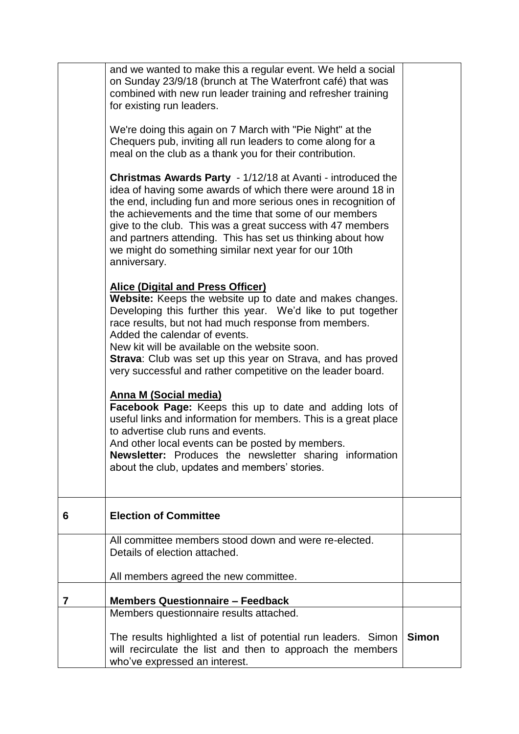| | | |
|---|---|---|
| | and we wanted to make this a regular event. We held a social on Sunday 23/9/18 (brunch at The Waterfront café) that was combined with new run leader training and refresher training for existing run leaders.<br><br>We're doing this again on 7 March with "Pie Night" at the Chequers pub, inviting all run leaders to come along for a meal on the club as a thank you for their contribution.<br><br>**Christmas Awards Party** - 1/12/18 at Avanti - introduced the idea of having some awards of which there were around 18 in the end, including fun and more serious ones in recognition of the achievements and the time that some of our members give to the club. This was a great success with 47 members and partners attending. This has set us thinking about how we might do something similar next year for our 10th anniversary.<br><br>**Alice (Digital and Press Officer)**<br>**Website:** Keeps the website up to date and makes changes. Developing this further this year. We'd like to put together race results, but not had much response from members.<br>Added the calendar of events.<br>New kit will be available on the website soon.<br>**Strava**: Club was set up this year on Strava, and has proved very successful and rather competitive on the leader board.<br><br>**Anna M (Social media)**<br>**Facebook Page:** Keeps this up to date and adding lots of useful links and information for members. This is a great place to advertise club runs and events.<br>And other local events can be posted by members.<br>**Newsletter:** Produces the newsletter sharing information about the club, updates and members' stories. | |
| **6** | **Election of Committee** | |
| | All committee members stood down and were re-elected. Details of election attached.<br><br>All members agreed the new committee. | |
| **7** | **Members Questionnaire – Feedback** | |
| | Members questionnaire results attached.<br><br>The results highlighted a list of potential run leaders. Simon will recirculate the list and then to approach the members who've expressed an interest. | **Simon** |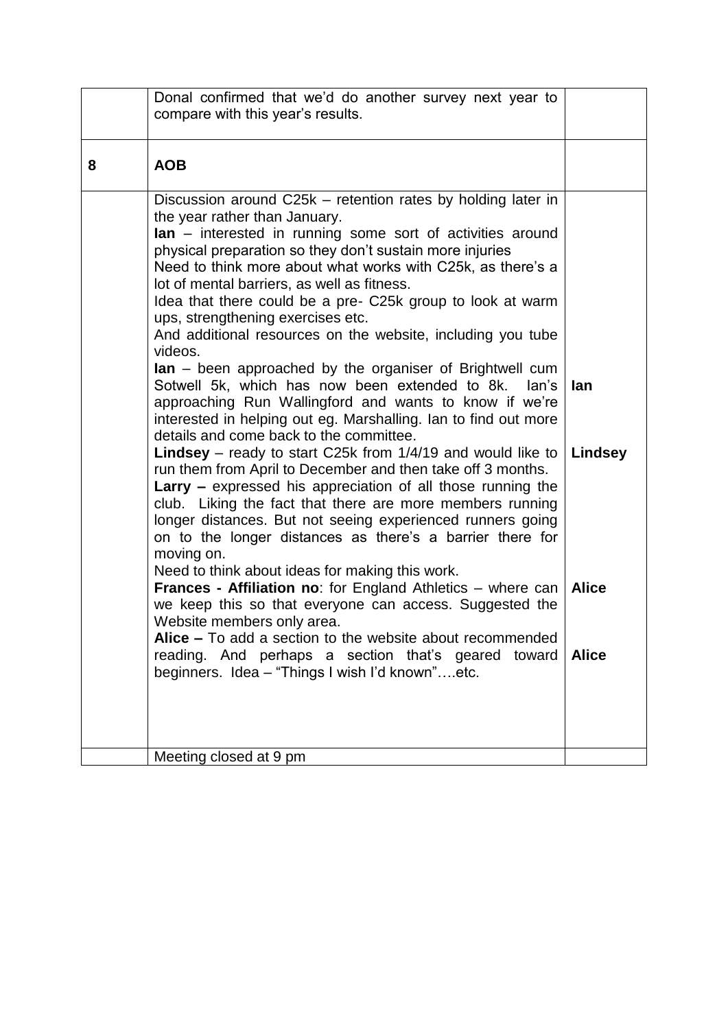|  |  |  |
|---|---|---|
|  | Donal confirmed that we'd do another survey next year to compare with this year's results. |  |
| **8** | **AOB** |  |
|  | Discussion around C25k – retention rates by holding later in the year rather than January.<br>**Ian** – interested in running some sort of activities around physical preparation so they don't sustain more injuries<br>Need to think more about what works with C25k, as there's a lot of mental barriers, as well as fitness.<br>Idea that there could be a pre- C25k group to look at warm ups, strengthening exercises etc.<br>And additional resources on the website, including you tube videos.<br>**Ian** – been approached by the organiser of Brightwell cum Sotwell 5k, which has now been extended to 8k. Ian's approaching Run Wallingford and wants to know if we're interested in helping out eg. Marshalling. Ian to find out more details and come back to the committee.<br>**Lindsey** – ready to start C25k from 1/4/19 and would like to run them from April to December and then take off 3 months.<br>**Larry –** expressed his appreciation of all those running the club. Liking the fact that there are more members running longer distances. But not seeing experienced runners going on to the longer distances as there's a barrier there for moving on.<br>Need to think about ideas for making this work.<br>**Frances - Affiliation no**: for England Athletics – where can we keep this so that everyone can access. Suggested the Website members only area.<br>**Alice –** To add a section to the website about recommended reading. And perhaps a section that's geared toward beginners. Idea – "Things I wish I'd known"….etc. | **Ian**<br><br>**Lindsey**<br><br>**Alice**<br><br>**Alice** |
|  | Meeting closed at 9 pm |  |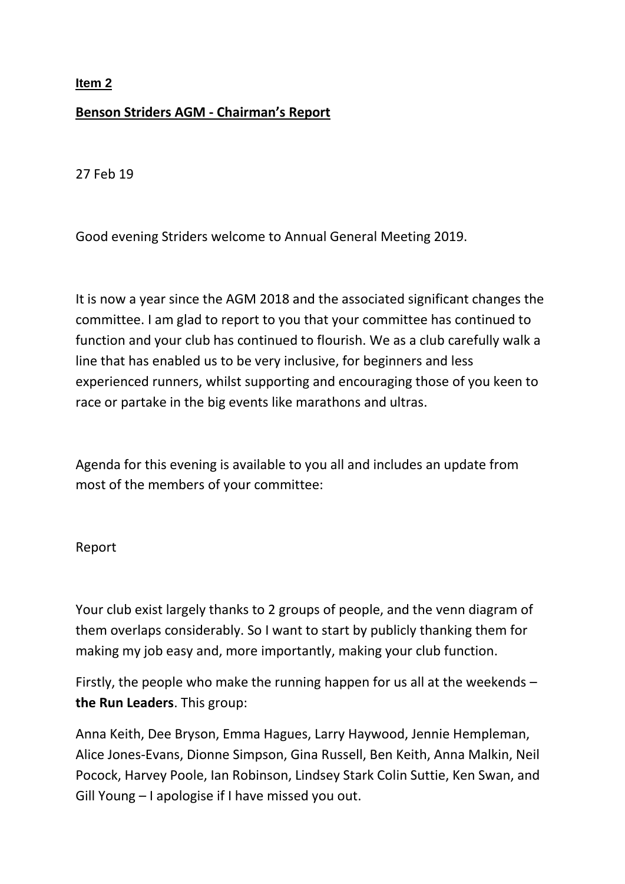**Item 2**

**Benson Striders AGM - Chairman's Report**

27 Feb 19

Good evening Striders welcome to Annual General Meeting 2019.

It is now a year since the AGM 2018 and the associated significant changes the committee. I am glad to report to you that your committee has continued to function and your club has continued to flourish. We as a club carefully walk a line that has enabled us to be very inclusive, for beginners and less experienced runners, whilst supporting and encouraging those of you keen to race or partake in the big events like marathons and ultras.

Agenda for this evening is available to you all and includes an update from most of the members of your committee:

Report

Your club exist largely thanks to 2 groups of people, and the venn diagram of them overlaps considerably. So I want to start by publicly thanking them for making my job easy and, more importantly, making your club function.

Firstly, the people who make the running happen for us all at the weekends – **the Run Leaders**. This group:

Anna Keith, Dee Bryson, Emma Hagues, Larry Haywood, Jennie Hempleman, Alice Jones-Evans, Dionne Simpson, Gina Russell, Ben Keith, Anna Malkin, Neil Pocock, Harvey Poole, Ian Robinson, Lindsey Stark Colin Suttie, Ken Swan, and Gill Young – I apologise if I have missed you out.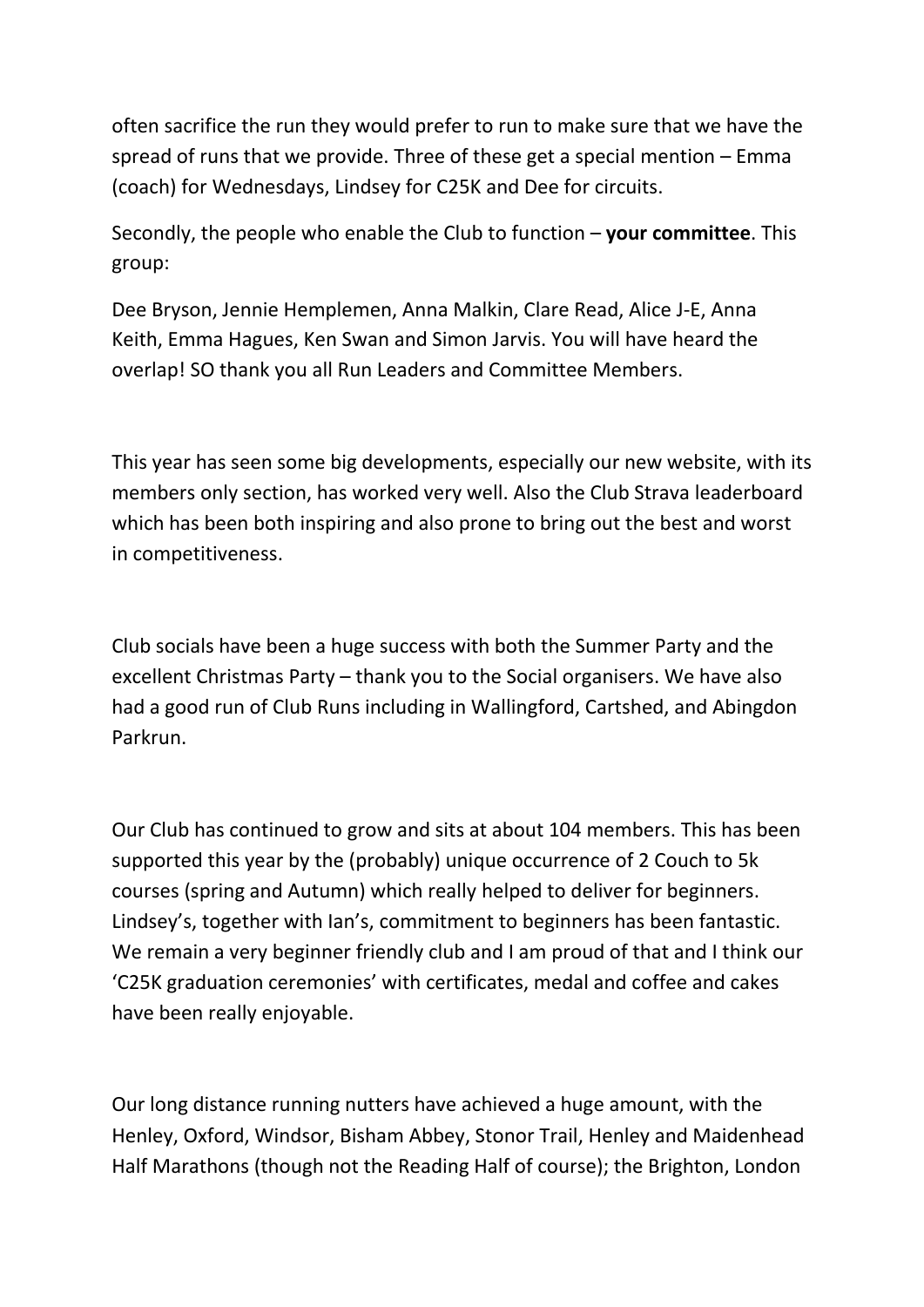often sacrifice the run they would prefer to run to make sure that we have the spread of runs that we provide. Three of these get a special mention – Emma (coach) for Wednesdays, Lindsey for C25K and Dee for circuits.

Secondly, the people who enable the Club to function – **your committee**. This group:

Dee Bryson, Jennie Hemplemen, Anna Malkin, Clare Read, Alice J-E, Anna Keith, Emma Hagues, Ken Swan and Simon Jarvis. You will have heard the overlap! SO thank you all Run Leaders and Committee Members.

This year has seen some big developments, especially our new website, with its members only section, has worked very well. Also the Club Strava leaderboard which has been both inspiring and also prone to bring out the best and worst in competitiveness.

Club socials have been a huge success with both the Summer Party and the excellent Christmas Party – thank you to the Social organisers. We have also had a good run of Club Runs including in Wallingford, Cartshed, and Abingdon Parkrun.

Our Club has continued to grow and sits at about 104 members. This has been supported this year by the (probably) unique occurrence of 2 Couch to 5k courses (spring and Autumn) which really helped to deliver for beginners. Lindsey's, together with Ian's, commitment to beginners has been fantastic. We remain a very beginner friendly club and I am proud of that and I think our 'C25K graduation ceremonies' with certificates, medal and coffee and cakes have been really enjoyable.

Our long distance running nutters have achieved a huge amount, with the Henley, Oxford, Windsor, Bisham Abbey, Stonor Trail, Henley and Maidenhead Half Marathons (though not the Reading Half of course); the Brighton, London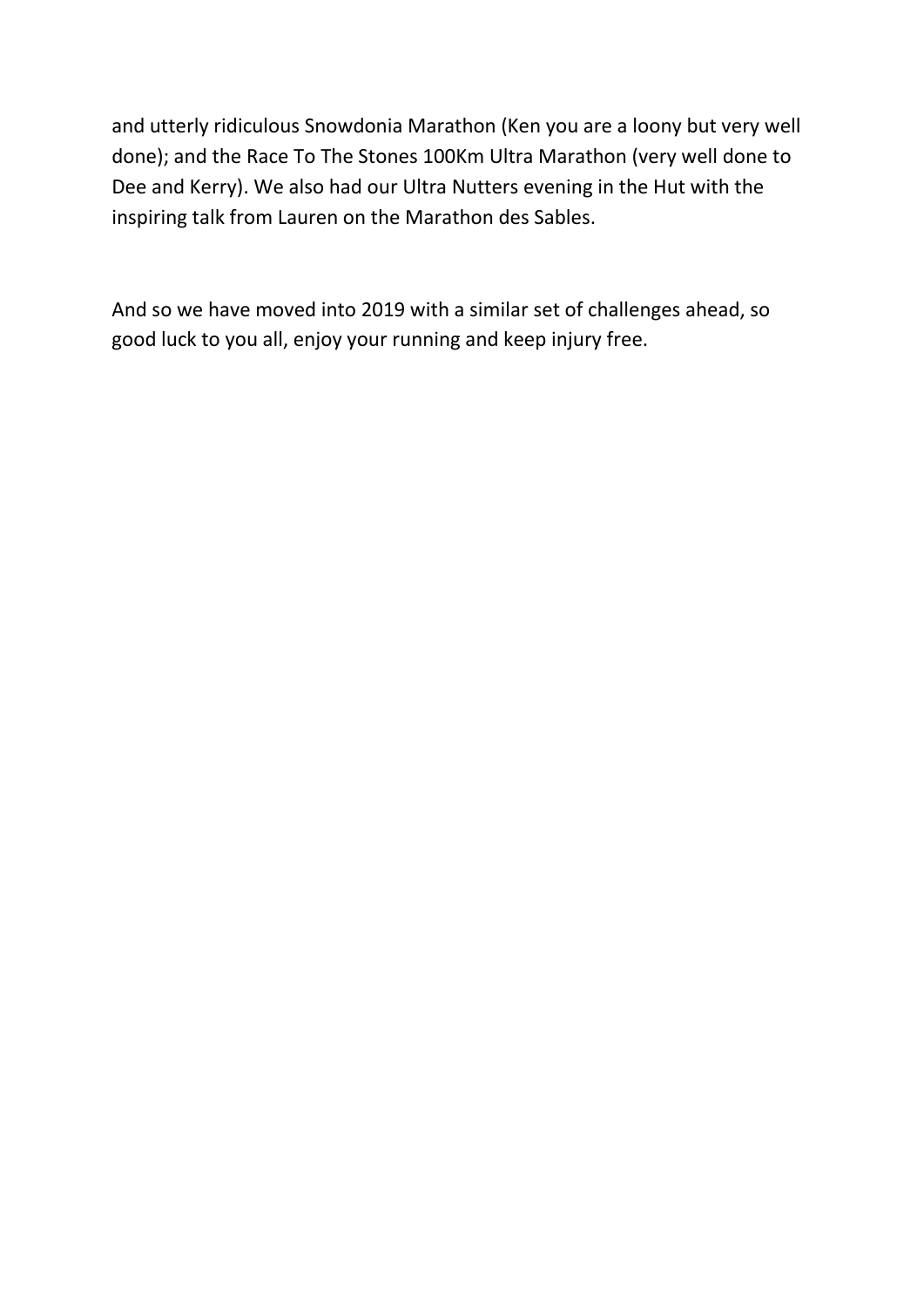and utterly ridiculous Snowdonia Marathon (Ken you are a loony but very well done); and the Race To The Stones 100Km Ultra Marathon (very well done to Dee and Kerry). We also had our Ultra Nutters evening in the Hut with the inspiring talk from Lauren on the Marathon des Sables.

And so we have moved into 2019 with a similar set of challenges ahead, so good luck to you all, enjoy your running and keep injury free.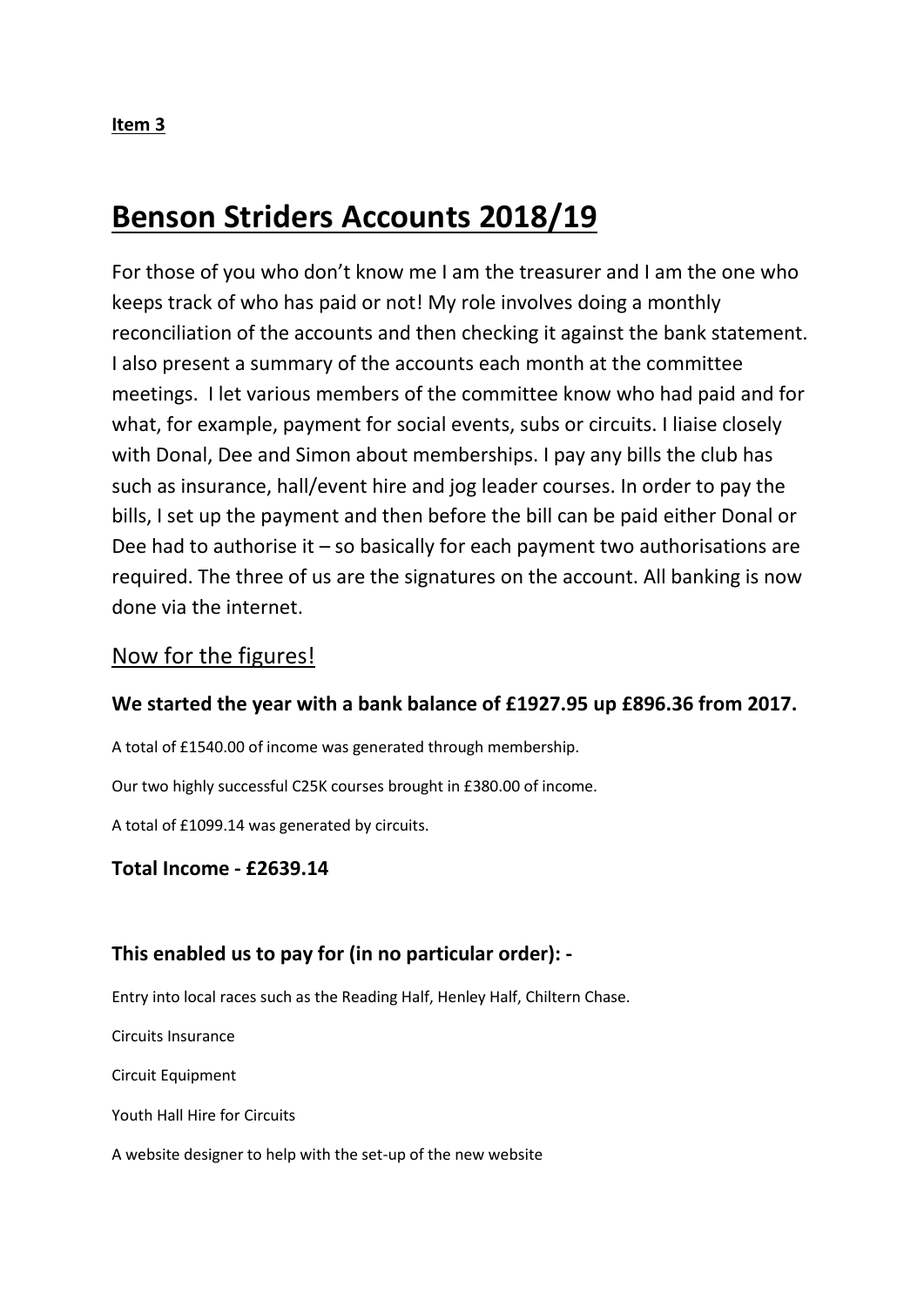**Item 3**

# Benson Striders Accounts 2018/19

For those of you who don't know me I am the treasurer and I am the one who keeps track of who has paid or not! My role involves doing a monthly reconciliation of the accounts and then checking it against the bank statement. I also present a summary of the accounts each month at the committee meetings. I let various members of the committee know who had paid and for what, for example, payment for social events, subs or circuits. I liaise closely with Donal, Dee and Simon about memberships. I pay any bills the club has such as insurance, hall/event hire and jog leader courses. In order to pay the bills, I set up the payment and then before the bill can be paid either Donal or Dee had to authorise it – so basically for each payment two authorisations are required. The three of us are the signatures on the account. All banking is now done via the internet.

## Now for the figures!

**We started the year with a bank balance of £1927.95 up £896.36 from 2017.**

A total of £1540.00 of income was generated through membership.

Our two highly successful C25K courses brought in £380.00 of income.

A total of £1099.14 was generated by circuits.

**Total Income - £2639.14**

**This enabled us to pay for (in no particular order): -**

Entry into local races such as the Reading Half, Henley Half, Chiltern Chase.

Circuits Insurance

Circuit Equipment

Youth Hall Hire for Circuits

A website designer to help with the set-up of the new website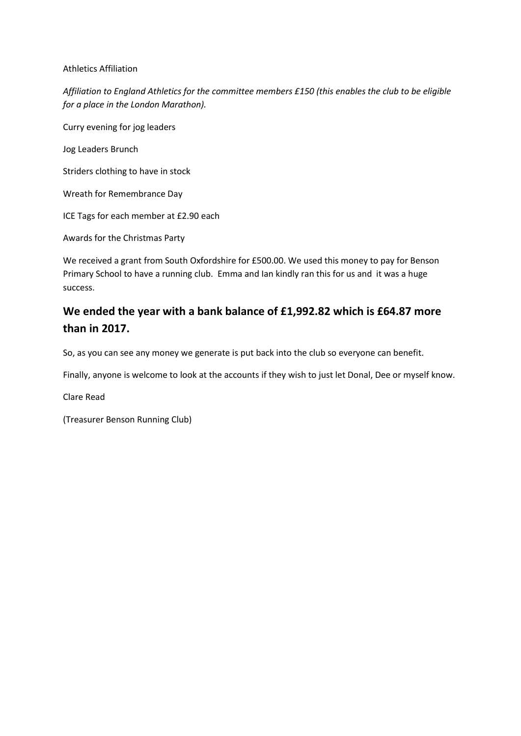Athletics Affiliation

*Affiliation to England Athletics for the committee members £150 (this enables the club to be eligible for a place in the London Marathon).*

Curry evening for jog leaders

Jog Leaders Brunch

Striders clothing to have in stock

Wreath for Remembrance Day

ICE Tags for each member at £2.90 each

Awards for the Christmas Party

We received a grant from South Oxfordshire for £500.00. We used this money to pay for Benson Primary School to have a running club. Emma and Ian kindly ran this for us and it was a huge success.

## We ended the year with a bank balance of £1,992.82 which is £64.87 more than in 2017.

So, as you can see any money we generate is put back into the club so everyone can benefit.

Finally, anyone is welcome to look at the accounts if they wish to just let Donal, Dee or myself know.

Clare Read

(Treasurer Benson Running Club)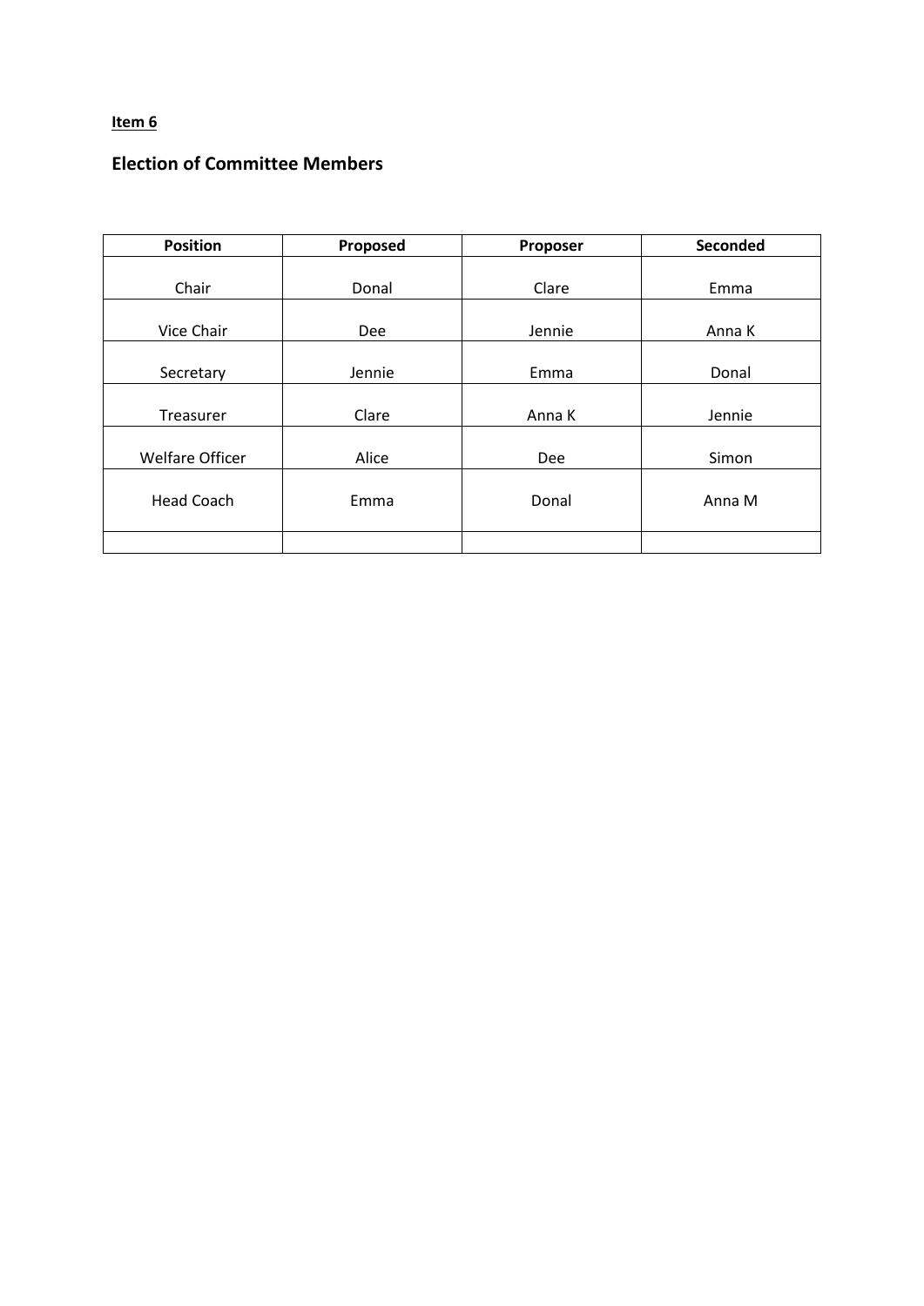**Item 6**

## Election of Committee Members

| Position | Proposed | Proposer | Seconded |
|---|---|---|---|
| Chair | Donal | Clare | Emma |
| Vice Chair | Dee | Jennie | Anna K |
| Secretary | Jennie | Emma | Donal |
| Treasurer | Clare | Anna K | Jennie |
| Welfare Officer | Alice | Dee | Simon |
| Head Coach | Emma | Donal | Anna M |
| | | | |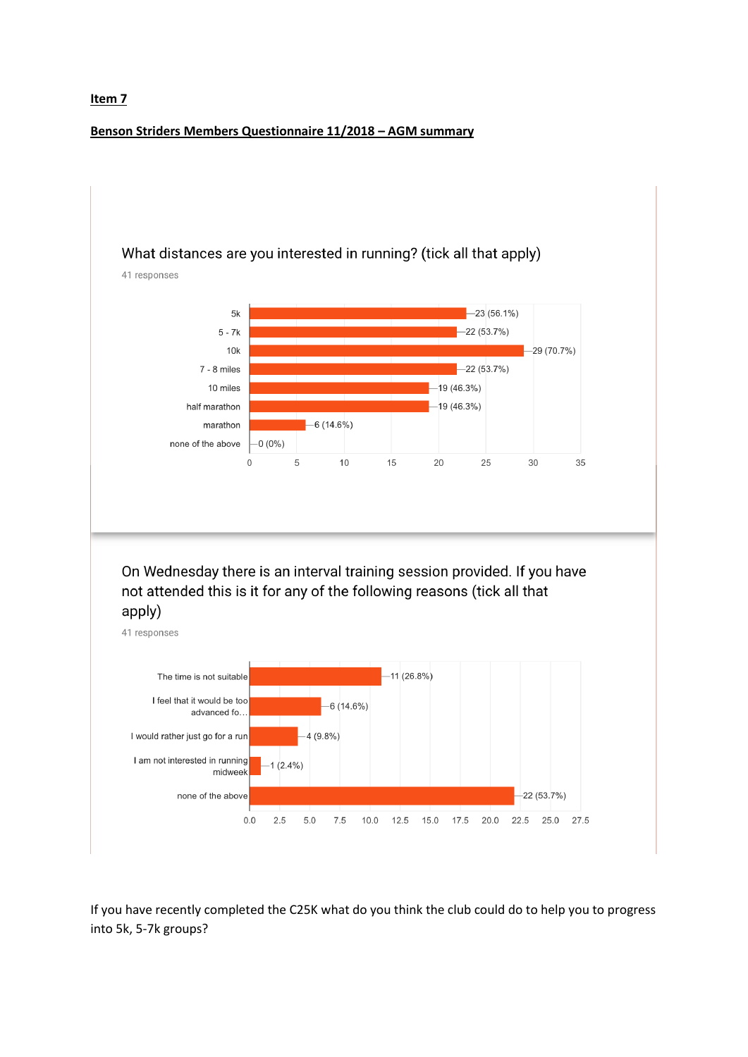**Item 7**

**Benson Striders Members Questionnaire 11/2018 – AGM summary**

What distances are you interested in running? (tick all that apply)

41 responses

| Distance | Responses |
|---|---|
| 5k | 23 (56.1%) |
| 5 - 7k | 22 (53.7%) |
| 10k | 29 (70.7%) |
| 7 - 8 miles | 22 (53.7%) |
| 10 miles | 19 (46.3%) |
| half marathon | 19 (46.3%) |
| marathon | 6 (14.6%) |
| none of the above | 0 (0%) |

On Wednesday there is an interval training session provided. If you have not attended this is it for any of the following reasons (tick all that apply)

41 responses

| Reason | Responses |
|---|---|
| The time is not suitable | 11 (26.8%) |
| I feel that it would be too advanced fo… | 6 (14.6%) |
| I would rather just go for a run | 4 (9.8%) |
| I am not interested in running midweek | 1 (2.4%) |
| none of the above | 22 (53.7%) |

If you have recently completed the C25K what do you think the club could do to help you to progress into 5k, 5-7k groups?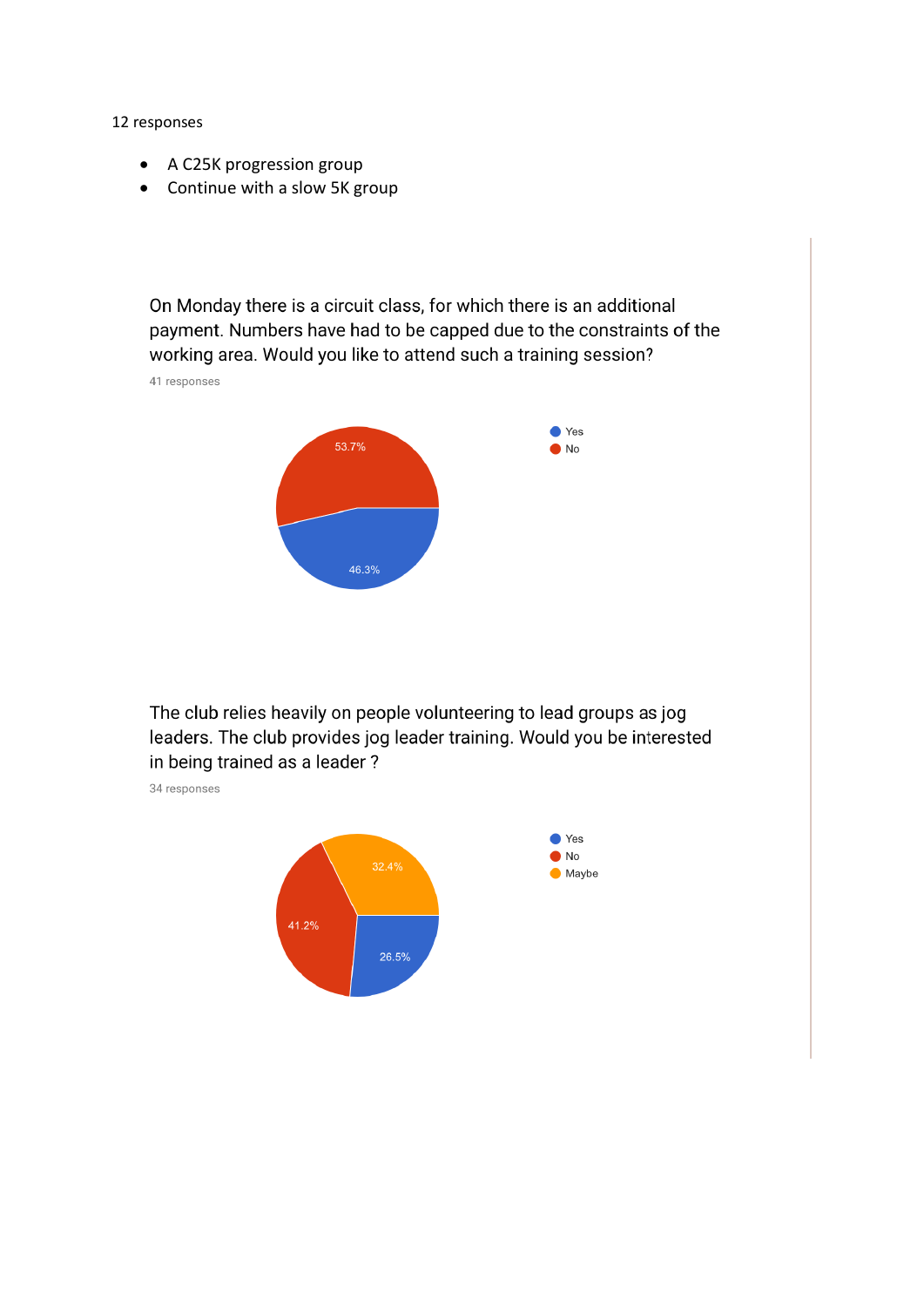12 responses

- A C25K progression group
- Continue with a slow 5K group

On Monday there is a circuit class, for which there is an additional payment. Numbers have had to be capped due to the constraints of the working area. Would you like to attend such a training session?

41 responses

- Yes: 46.3%
- No: 53.7%

The club relies heavily on people volunteering to lead groups as jog leaders. The club provides jog leader training. Would you be interested in being trained as a leader ?

34 responses

- Yes: 26.5%
- No: 41.2%
- Maybe: 32.4%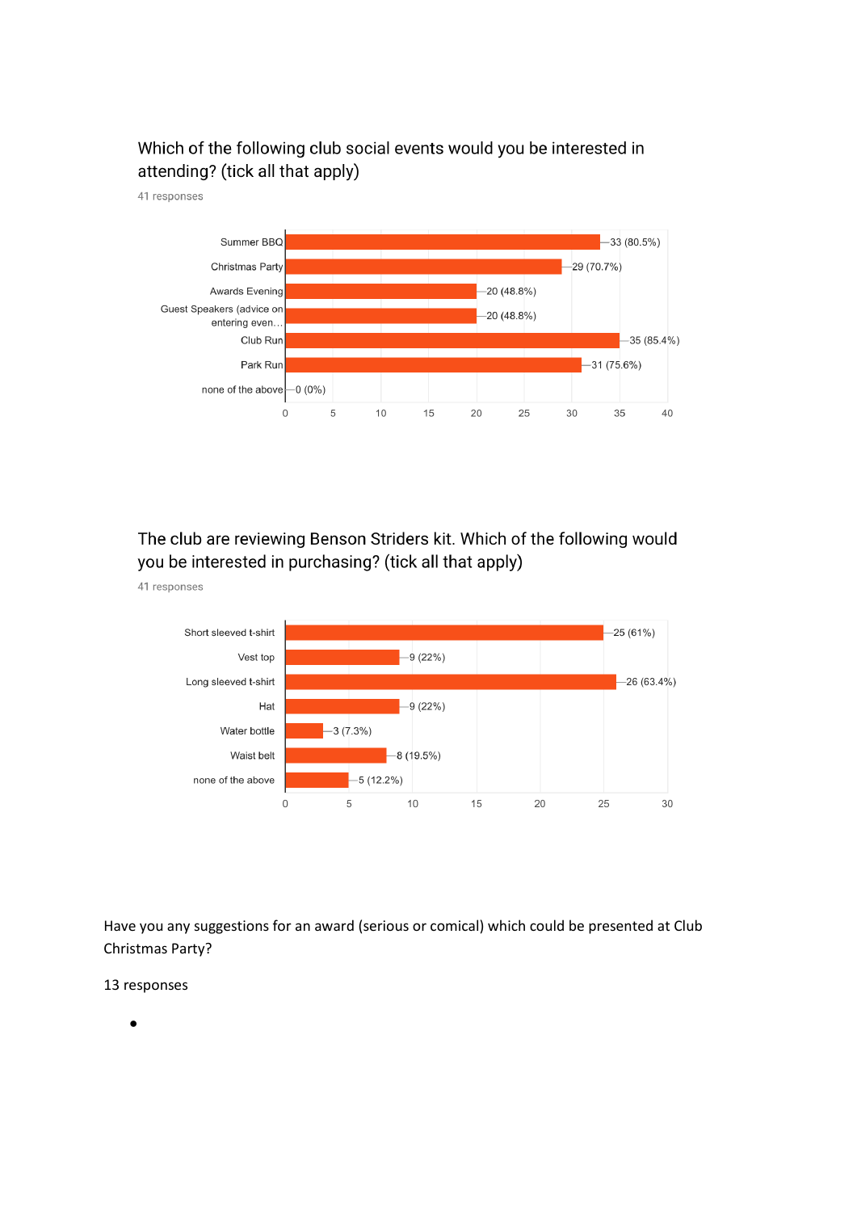Which of the following club social events would you be interested in attending? (tick all that apply)

41 responses

| Event | Responses |
| --- | --- |
| Summer BBQ | 33 (80.5%) |
| Christmas Party | 29 (70.7%) |
| Awards Evening | 20 (48.8%) |
| Guest Speakers (advice on entering even… | 20 (48.8%) |
| Club Run | 35 (85.4%) |
| Park Run | 31 (75.6%) |
| none of the above | 0 (0%) |

The club are reviewing Benson Striders kit. Which of the following would you be interested in purchasing? (tick all that apply)

41 responses

| Item | Responses |
| --- | --- |
| Short sleeved t-shirt | 25 (61%) |
| Vest top | 9 (22%) |
| Long sleeved t-shirt | 26 (63.4%) |
| Hat | 9 (22%) |
| Water bottle | 3 (7.3%) |
| Waist belt | 8 (19.5%) |
| none of the above | 5 (12.2%) |

Have you any suggestions for an award (serious or comical) which could be presented at Club Christmas Party?

13 responses

-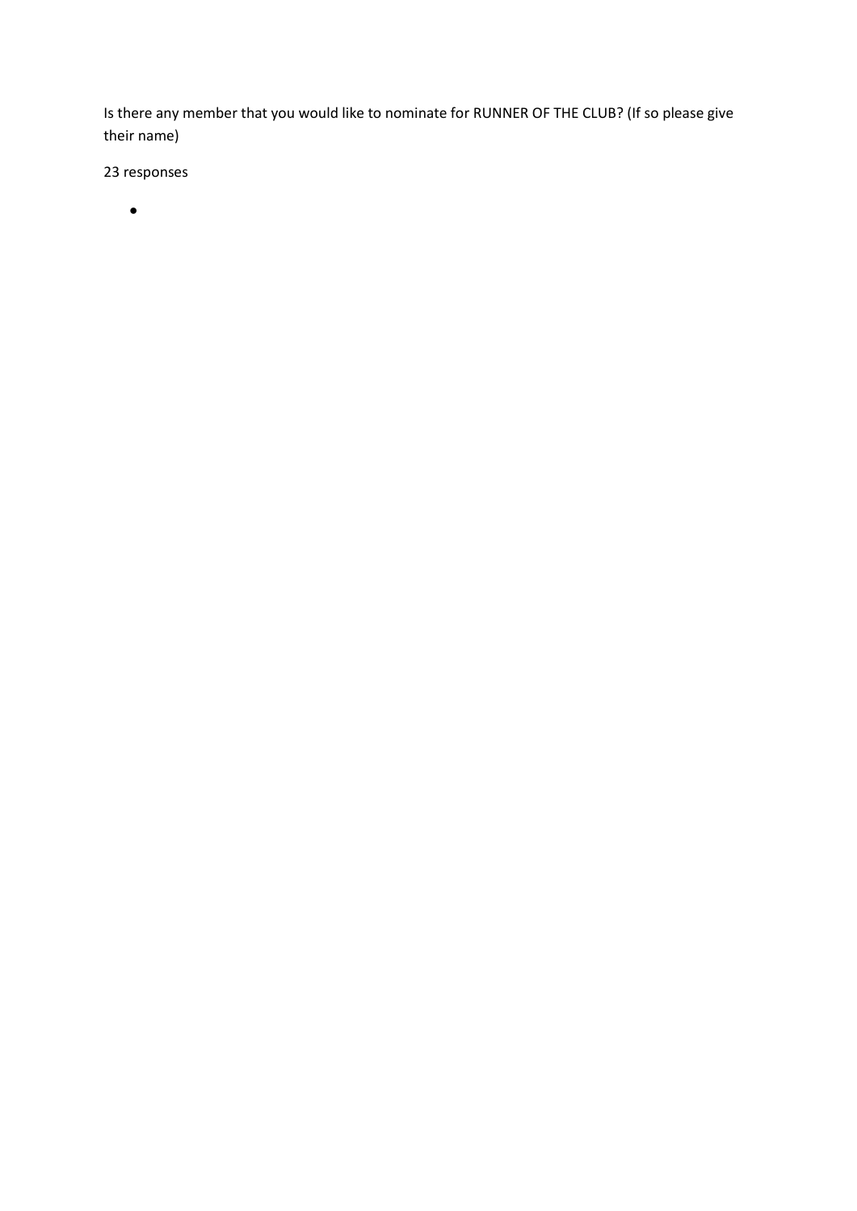Is there any member that you would like to nominate for RUNNER OF THE CLUB? (If so please give their name)

23 responses

-